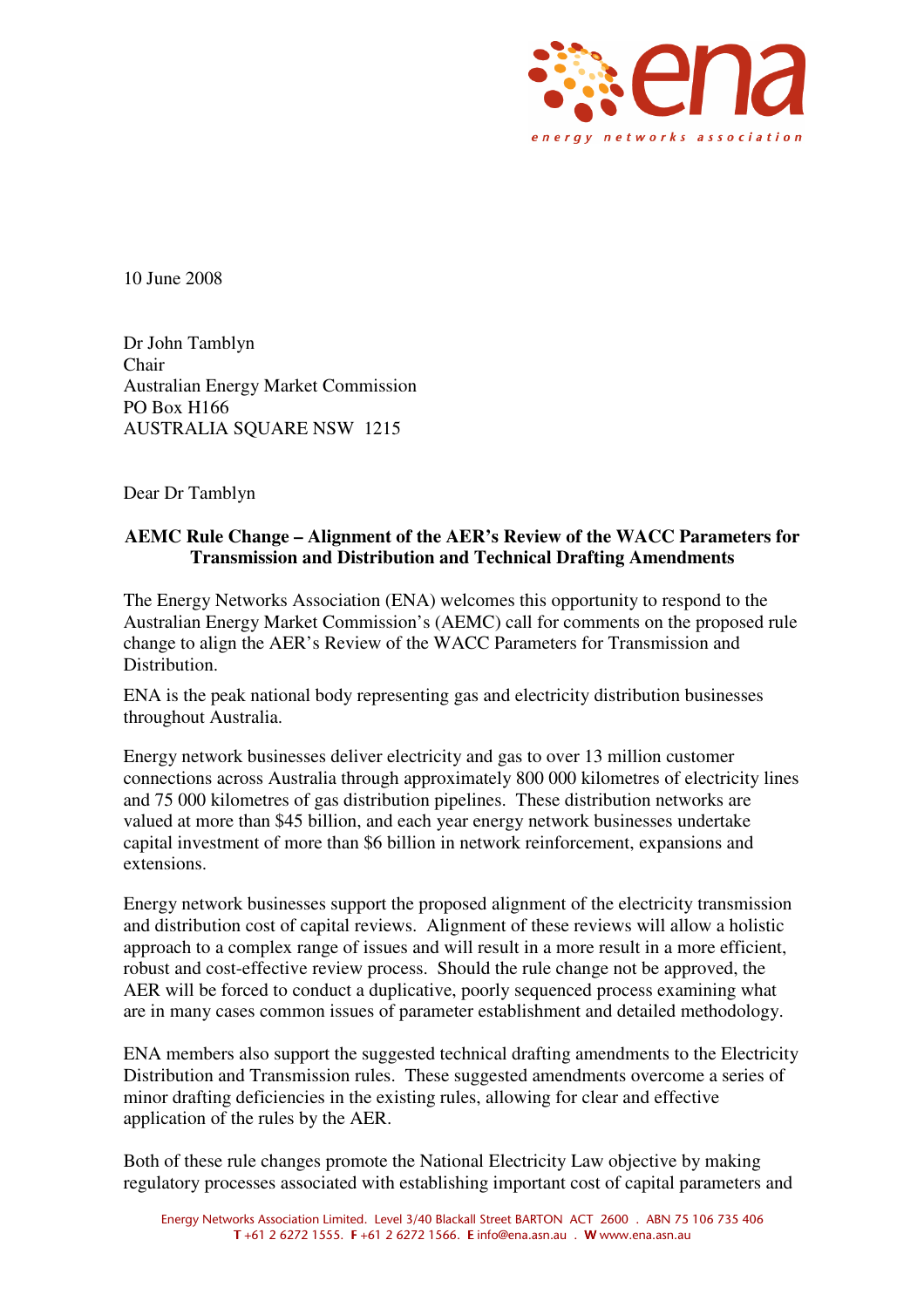10 June 2008

Dr John Tamblyn
Chair
Australian Energy Market Commission
PO Box H166
AUSTRALIA SQUARE NSW 1215

Dear Dr Tamblyn

**AEMC Rule Change – Alignment of the AER's Review of the WACC Parameters for Transmission and Distribution and Technical Drafting Amendments**

The Energy Networks Association (ENA) welcomes this opportunity to respond to the Australian Energy Market Commission's (AEMC) call for comments on the proposed rule change to align the AER's Review of the WACC Parameters for Transmission and Distribution.

ENA is the peak national body representing gas and electricity distribution businesses throughout Australia.

Energy network businesses deliver electricity and gas to over 13 million customer connections across Australia through approximately 800 000 kilometres of electricity lines and 75 000 kilometres of gas distribution pipelines. These distribution networks are valued at more than $45 billion, and each year energy network businesses undertake capital investment of more than $6 billion in network reinforcement, expansions and extensions.

Energy network businesses support the proposed alignment of the electricity transmission and distribution cost of capital reviews. Alignment of these reviews will allow a holistic approach to a complex range of issues and will result in a more result in a more efficient, robust and cost-effective review process. Should the rule change not be approved, the AER will be forced to conduct a duplicative, poorly sequenced process examining what are in many cases common issues of parameter establishment and detailed methodology.

ENA members also support the suggested technical drafting amendments to the Electricity Distribution and Transmission rules. These suggested amendments overcome a series of minor drafting deficiencies in the existing rules, allowing for clear and effective application of the rules by the AER.

Both of these rule changes promote the National Electricity Law objective by making regulatory processes associated with establishing important cost of capital parameters and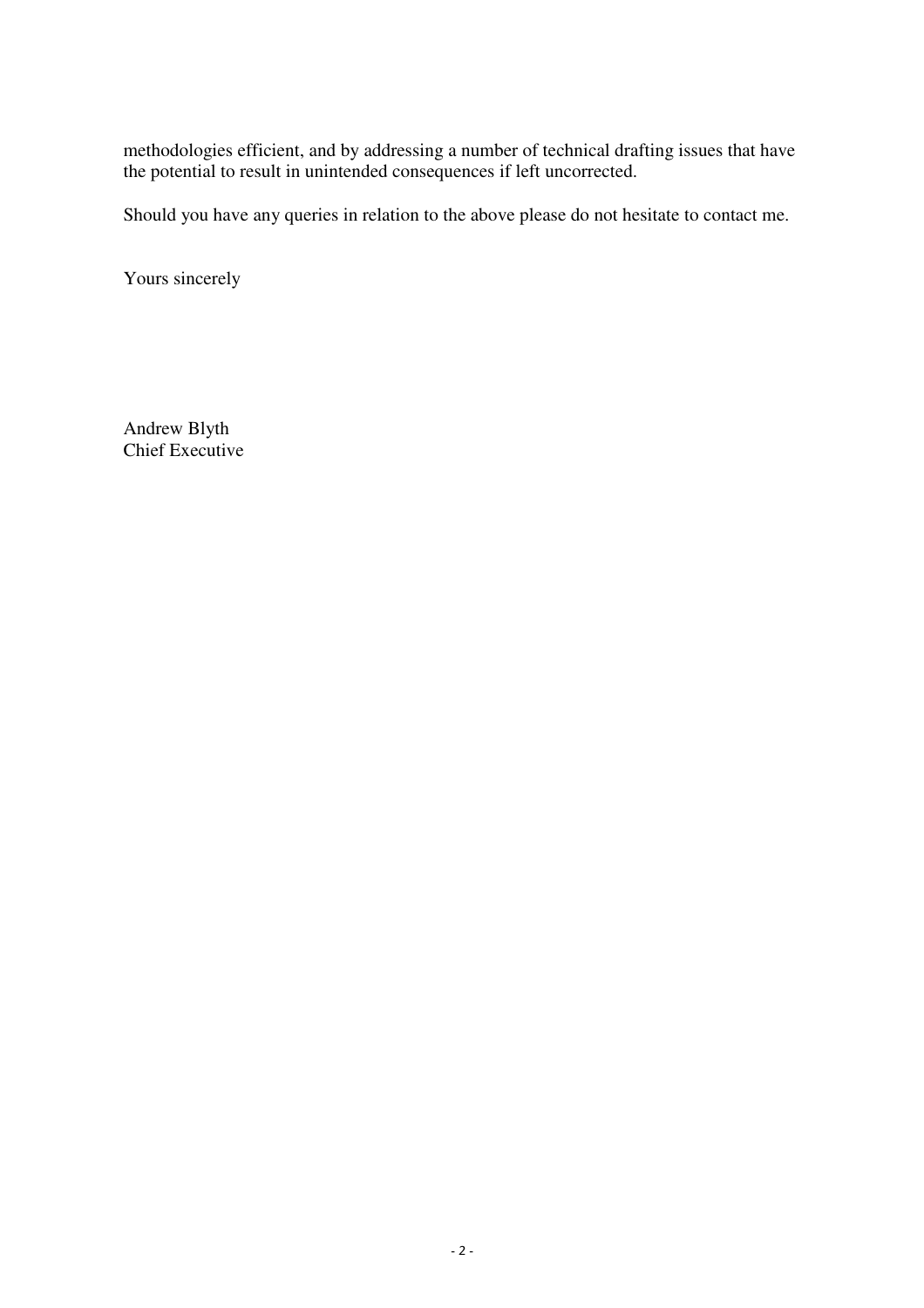methodologies efficient, and by addressing a number of technical drafting issues that have the potential to result in unintended consequences if left uncorrected.

Should you have any queries in relation to the above please do not hesitate to contact me.

Yours sincerely

Andrew Blyth
Chief Executive